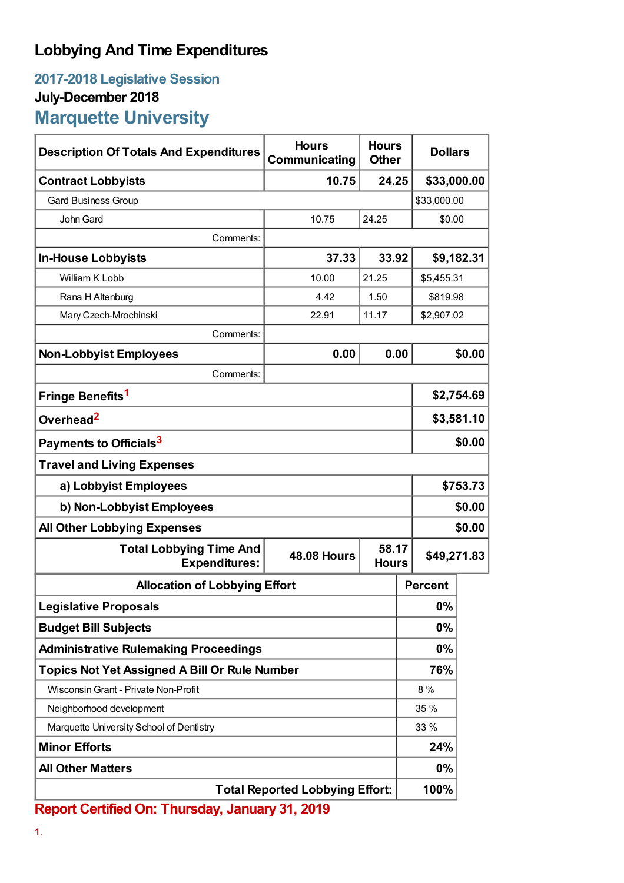# Lobbying And Time Expenditures

## 2017-2018 Legislative Session

### July-December 2018

## Marquette University

| Description Of Totals And Expenditures | Hours Communicating | Hours Other | Dollars |
|---|---|---|---|
| **Contract Lobbyists** | **10.75** | **24.25** | **$33,000.00** |
| Gard Business Group | | | $33,000.00 |
| John Gard | 10.75 | 24.25 | $0.00 |
| Comments: | | | |
| **In-House Lobbyists** | **37.33** | **33.92** | **$9,182.31** |
| William K Lobb | 10.00 | 21.25 | $5,455.31 |
| Rana H Altenburg | 4.42 | 1.50 | $819.98 |
| Mary Czech-Mrochinski | 22.91 | 11.17 | $2,907.02 |
| Comments: | | | |
| **Non-Lobbyist Employees** | **0.00** | **0.00** | **$0.00** |
| Comments: | | | |
| **Fringe Benefits**[1] | | | **$2,754.69** |
| **Overhead**[2] | | | **$3,581.10** |
| **Payments to Officials**[3] | | | **$0.00** |
| **Travel and Living Expenses** | | | |
| **a) Lobbyist Employees** | | | **$753.73** |
| **b) Non-Lobbyist Employees** | | | **$0.00** |
| **All Other Lobbying Expenses** | | | **$0.00** |
| **Total Lobbying Time And Expenditures:** | **48.08 Hours** | **58.17 Hours** | **$49,271.83** |

| Allocation of Lobbying Effort | Percent |
|---|---|
| **Legislative Proposals** | **0%** |
| **Budget Bill Subjects** | **0%** |
| **Administrative Rulemaking Proceedings** | **0%** |
| **Topics Not Yet Assigned A Bill Or Rule Number** | **76%** |
| Wisconsin Grant - Private Non-Profit | 8 % |
| Neighborhood development | 35 % |
| Marquette University School of Dentistry | 33 % |
| **Minor Efforts** | **24%** |
| **All Other Matters** | **0%** |
| **Total Reported Lobbying Effort:** | **100%** |

**Report Certified On: Thursday, January 31, 2019**

1.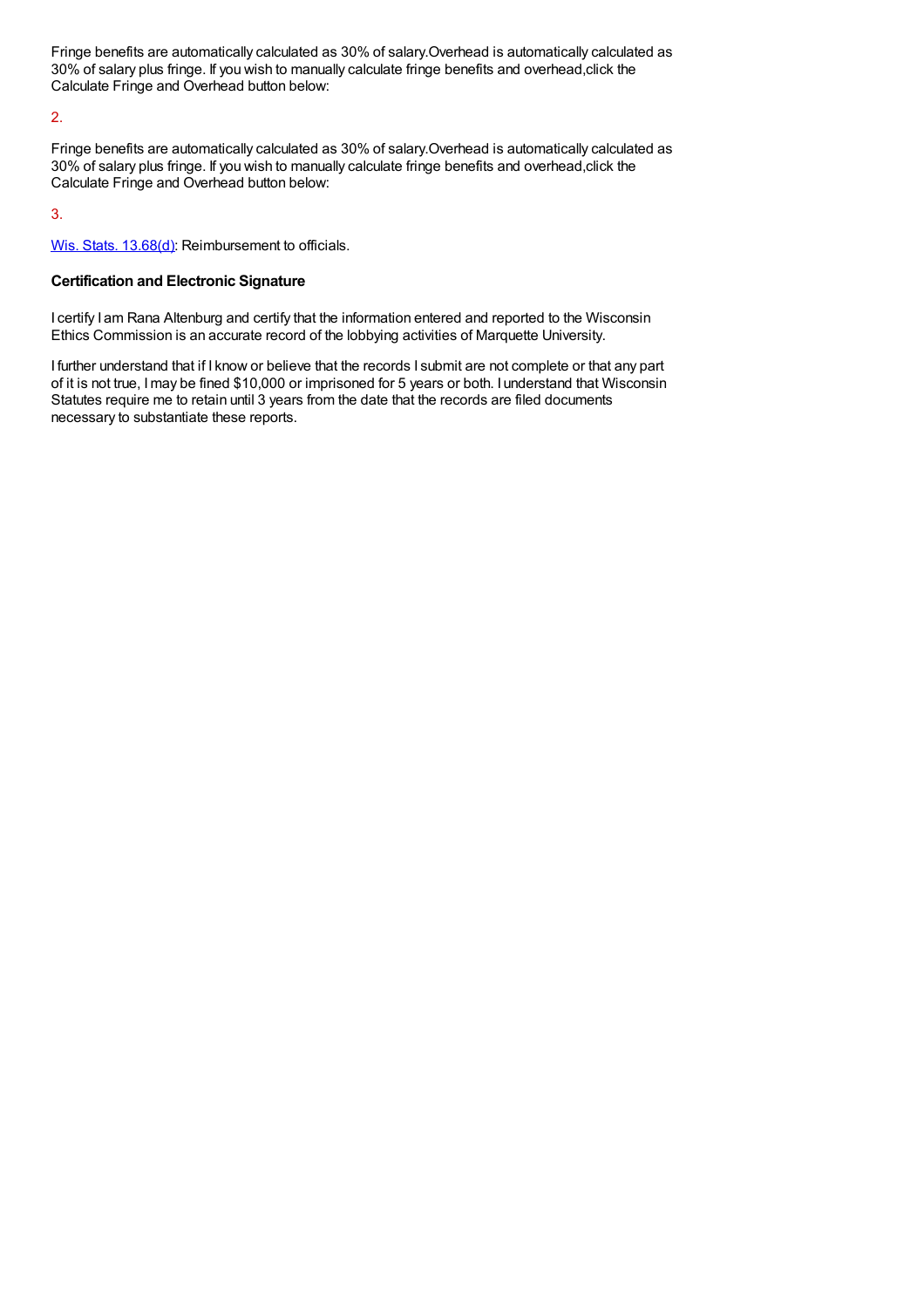Fringe benefits are automatically calculated as 30% of salary.Overhead is automatically calculated as 30% of salary plus fringe. If you wish to manually calculate fringe benefits and overhead,click the Calculate Fringe and Overhead button below:

2.

Fringe benefits are automatically calculated as 30% of salary.Overhead is automatically calculated as 30% of salary plus fringe. If you wish to manually calculate fringe benefits and overhead,click the Calculate Fringe and Overhead button below:

3.

Wis. Stats. 13.68(d): Reimbursement to officials.

**Certification and Electronic Signature**

I certify I am Rana Altenburg and certify that the information entered and reported to the Wisconsin Ethics Commission is an accurate record of the lobbying activities of Marquette University.

I further understand that if I know or believe that the records I submit are not complete or that any part of it is not true, I may be fined $10,000 or imprisoned for 5 years or both. I understand that Wisconsin Statutes require me to retain until 3 years from the date that the records are filed documents necessary to substantiate these reports.